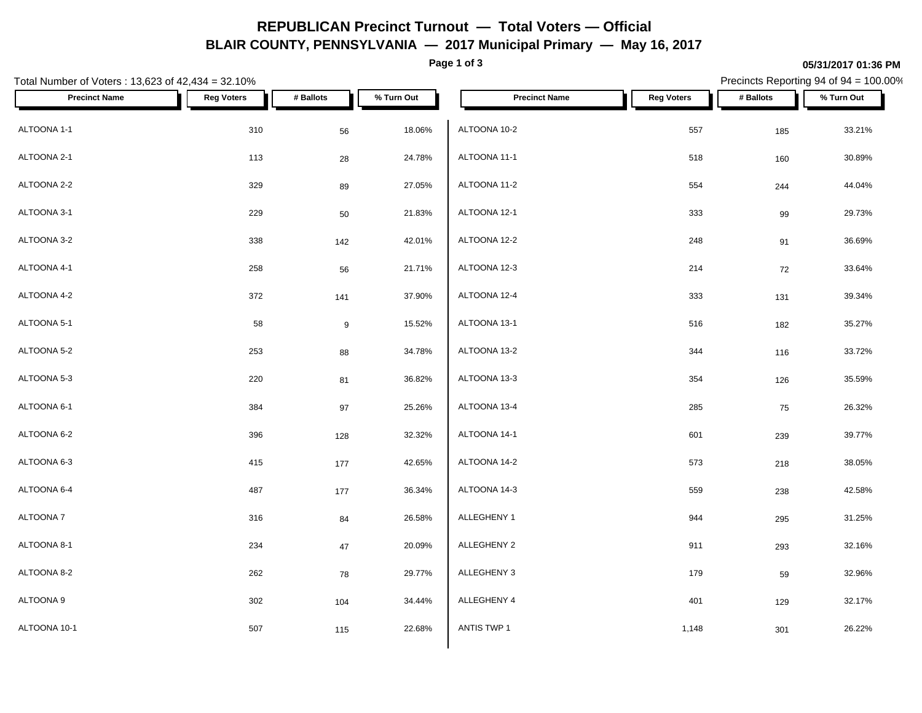# REPUBLICAN Precinct Turnout — Total Voters — Official

## BLAIR COUNTY, PENNSYLVANIA — 2017 Municipal Primary — May 16, 2017

05/31/2017 01:36 PM

Total Number of Voters : 13,623 of 42,434 = 32.10%

Precincts Reporting 94 of 94 = 100.00%

| Precinct Name | Reg Voters | # Ballots | % Turn Out |
|---|---|---|---|
| ALTOONA 1-1 | 310 | 56 | 18.06% |
| ALTOONA 2-1 | 113 | 28 | 24.78% |
| ALTOONA 2-2 | 329 | 89 | 27.05% |
| ALTOONA 3-1 | 229 | 50 | 21.83% |
| ALTOONA 3-2 | 338 | 142 | 42.01% |
| ALTOONA 4-1 | 258 | 56 | 21.71% |
| ALTOONA 4-2 | 372 | 141 | 37.90% |
| ALTOONA 5-1 | 58 | 9 | 15.52% |
| ALTOONA 5-2 | 253 | 88 | 34.78% |
| ALTOONA 5-3 | 220 | 81 | 36.82% |
| ALTOONA 6-1 | 384 | 97 | 25.26% |
| ALTOONA 6-2 | 396 | 128 | 32.32% |
| ALTOONA 6-3 | 415 | 177 | 42.65% |
| ALTOONA 6-4 | 487 | 177 | 36.34% |
| ALTOONA 7 | 316 | 84 | 26.58% |
| ALTOONA 8-1 | 234 | 47 | 20.09% |
| ALTOONA 8-2 | 262 | 78 | 29.77% |
| ALTOONA 9 | 302 | 104 | 34.44% |
| ALTOONA 10-1 | 507 | 115 | 22.68% |
| ALTOONA 10-2 | 557 | 185 | 33.21% |
| ALTOONA 11-1 | 518 | 160 | 30.89% |
| ALTOONA 11-2 | 554 | 244 | 44.04% |
| ALTOONA 12-1 | 333 | 99 | 29.73% |
| ALTOONA 12-2 | 248 | 91 | 36.69% |
| ALTOONA 12-3 | 214 | 72 | 33.64% |
| ALTOONA 12-4 | 333 | 131 | 39.34% |
| ALTOONA 13-1 | 516 | 182 | 35.27% |
| ALTOONA 13-2 | 344 | 116 | 33.72% |
| ALTOONA 13-3 | 354 | 126 | 35.59% |
| ALTOONA 13-4 | 285 | 75 | 26.32% |
| ALTOONA 14-1 | 601 | 239 | 39.77% |
| ALTOONA 14-2 | 573 | 218 | 38.05% |
| ALTOONA 14-3 | 559 | 238 | 42.58% |
| ALLEGHENY 1 | 944 | 295 | 31.25% |
| ALLEGHENY 2 | 911 | 293 | 32.16% |
| ALLEGHENY 3 | 179 | 59 | 32.96% |
| ALLEGHENY 4 | 401 | 129 | 32.17% |
| ANTIS TWP 1 | 1,148 | 301 | 26.22% |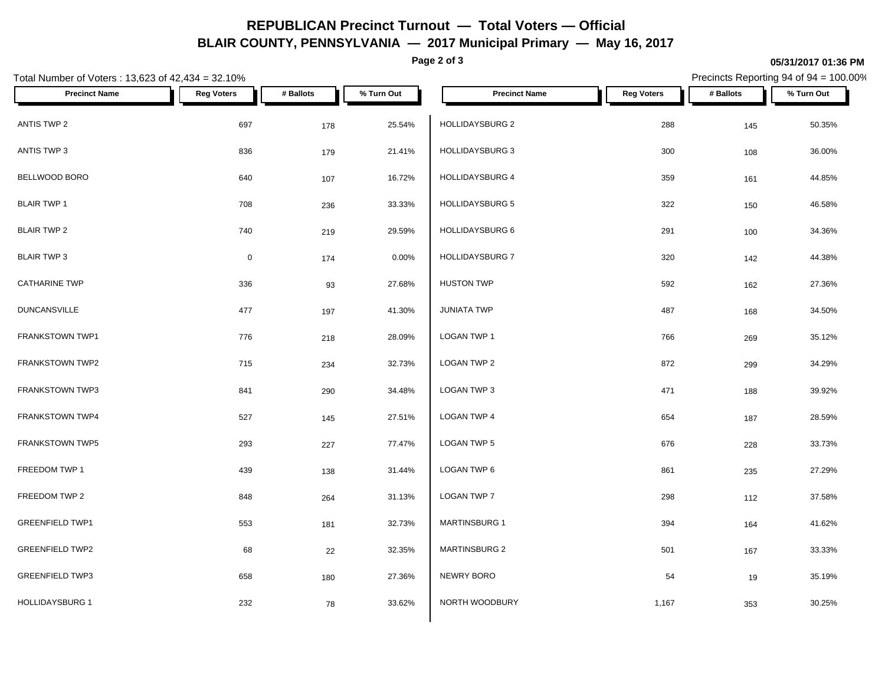# REPUBLICAN Precinct Turnout — Total Voters — Official

## BLAIR COUNTY, PENNSYLVANIA — 2017 Municipal Primary — May 16, 2017

05/31/2017 01:36 PM

Total Number of Voters : 13,623 of 42,434 = 32.10%

Precincts Reporting 94 of 94 = 100.00%

| Precinct Name | Reg Voters | # Ballots | % Turn Out |
|---|---|---|---|
| ANTIS TWP 2 | 697 | 178 | 25.54% |
| ANTIS TWP 3 | 836 | 179 | 21.41% |
| BELLWOOD BORO | 640 | 107 | 16.72% |
| BLAIR TWP 1 | 708 | 236 | 33.33% |
| BLAIR TWP 2 | 740 | 219 | 29.59% |
| BLAIR TWP 3 | 0 | 174 | 0.00% |
| CATHARINE TWP | 336 | 93 | 27.68% |
| DUNCANSVILLE | 477 | 197 | 41.30% |
| FRANKSTOWN TWP1 | 776 | 218 | 28.09% |
| FRANKSTOWN TWP2 | 715 | 234 | 32.73% |
| FRANKSTOWN TWP3 | 841 | 290 | 34.48% |
| FRANKSTOWN TWP4 | 527 | 145 | 27.51% |
| FRANKSTOWN TWP5 | 293 | 227 | 77.47% |
| FREEDOM TWP 1 | 439 | 138 | 31.44% |
| FREEDOM TWP 2 | 848 | 264 | 31.13% |
| GREENFIELD TWP1 | 553 | 181 | 32.73% |
| GREENFIELD TWP2 | 68 | 22 | 32.35% |
| GREENFIELD TWP3 | 658 | 180 | 27.36% |
| HOLLIDAYSBURG 1 | 232 | 78 | 33.62% |
| HOLLIDAYSBURG 2 | 288 | 145 | 50.35% |
| HOLLIDAYSBURG 3 | 300 | 108 | 36.00% |
| HOLLIDAYSBURG 4 | 359 | 161 | 44.85% |
| HOLLIDAYSBURG 5 | 322 | 150 | 46.58% |
| HOLLIDAYSBURG 6 | 291 | 100 | 34.36% |
| HOLLIDAYSBURG 7 | 320 | 142 | 44.38% |
| HUSTON TWP | 592 | 162 | 27.36% |
| JUNIATA TWP | 487 | 168 | 34.50% |
| LOGAN TWP 1 | 766 | 269 | 35.12% |
| LOGAN TWP 2 | 872 | 299 | 34.29% |
| LOGAN TWP 3 | 471 | 188 | 39.92% |
| LOGAN TWP 4 | 654 | 187 | 28.59% |
| LOGAN TWP 5 | 676 | 228 | 33.73% |
| LOGAN TWP 6 | 861 | 235 | 27.29% |
| LOGAN TWP 7 | 298 | 112 | 37.58% |
| MARTINSBURG 1 | 394 | 164 | 41.62% |
| MARTINSBURG 2 | 501 | 167 | 33.33% |
| NEWRY BORO | 54 | 19 | 35.19% |
| NORTH WOODBURY | 1,167 | 353 | 30.25% |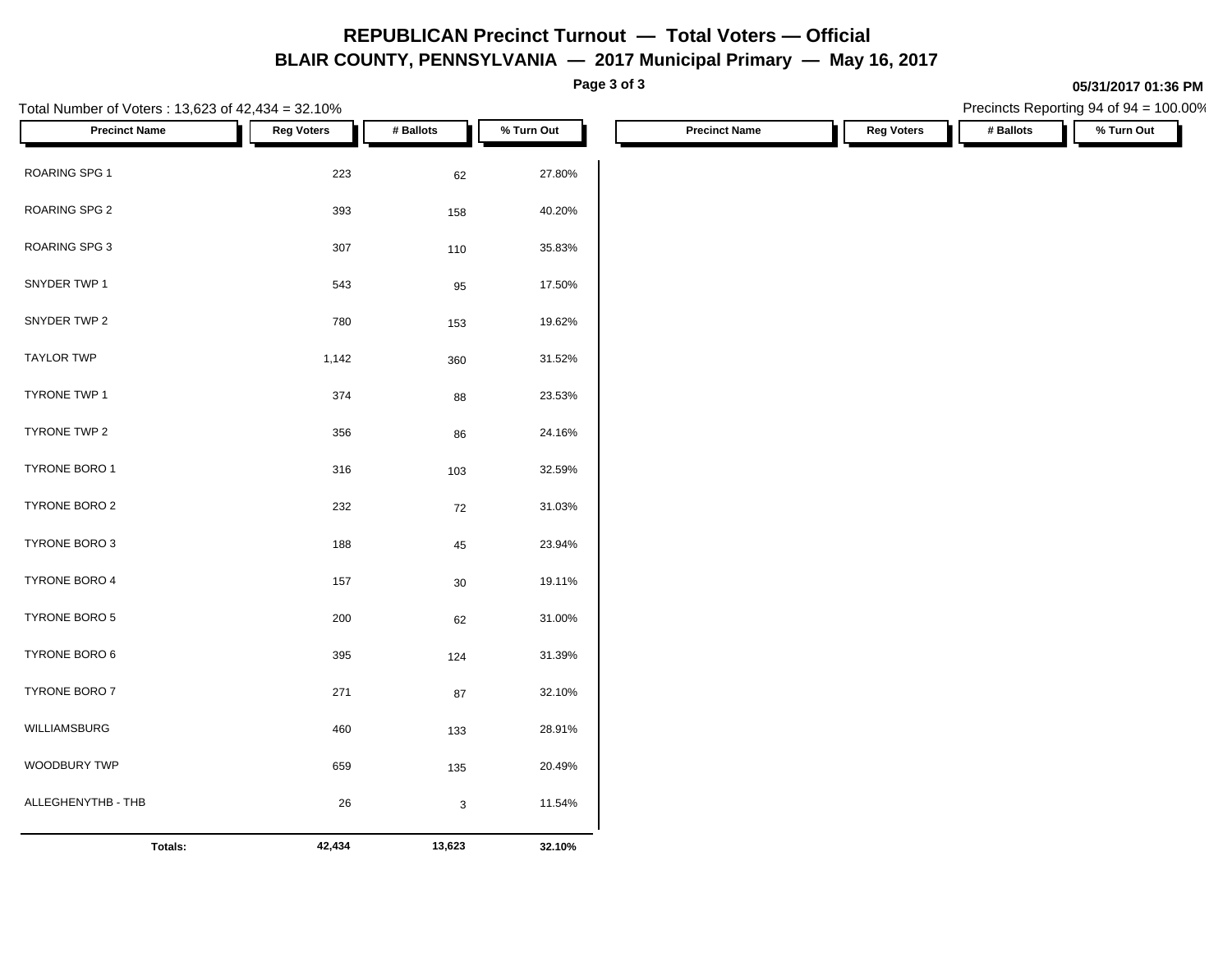# REPUBLICAN Precinct Turnout — Total Voters — Official

## BLAIR COUNTY, PENNSYLVANIA — 2017 Municipal Primary — May 16, 2017

05/31/2017 01:36 PM

Total Number of Voters : 13,623 of 42,434 = 32.10%

Precincts Reporting 94 of 94 = 100.00%

| Precinct Name | Reg Voters | # Ballots | % Turn Out |
|---|---|---|---|
| ROARING SPG 1 | 223 | 62 | 27.80% |
| ROARING SPG 2 | 393 | 158 | 40.20% |
| ROARING SPG 3 | 307 | 110 | 35.83% |
| SNYDER TWP 1 | 543 | 95 | 17.50% |
| SNYDER TWP 2 | 780 | 153 | 19.62% |
| TAYLOR TWP | 1,142 | 360 | 31.52% |
| TYRONE TWP 1 | 374 | 88 | 23.53% |
| TYRONE TWP 2 | 356 | 86 | 24.16% |
| TYRONE BORO 1 | 316 | 103 | 32.59% |
| TYRONE BORO 2 | 232 | 72 | 31.03% |
| TYRONE BORO 3 | 188 | 45 | 23.94% |
| TYRONE BORO 4 | 157 | 30 | 19.11% |
| TYRONE BORO 5 | 200 | 62 | 31.00% |
| TYRONE BORO 6 | 395 | 124 | 31.39% |
| TYRONE BORO 7 | 271 | 87 | 32.10% |
| WILLIAMSBURG | 460 | 133 | 28.91% |
| WOODBURY TWP | 659 | 135 | 20.49% |
| ALLEGHENYTHB - THB | 26 | 3 | 11.54% |
| **Totals:** | **42,434** | **13,623** | **32.10%** |